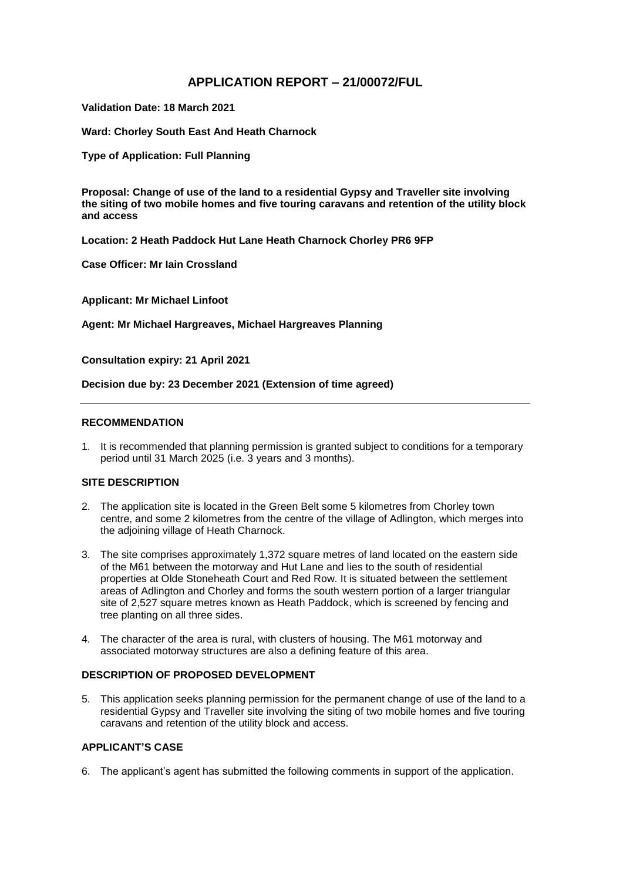# APPLICATION REPORT – 21/00072/FUL

**Validation Date: 18 March 2021**

**Ward: Chorley South East And Heath Charnock**

**Type of Application: Full Planning**

**Proposal: Change of use of the land to a residential Gypsy and Traveller site involving the siting of two mobile homes and five touring caravans and retention of the utility block and access**

**Location: 2 Heath Paddock Hut Lane Heath Charnock Chorley PR6 9FP**

**Case Officer: Mr Iain Crossland**

**Applicant: Mr Michael Linfoot**

**Agent: Mr Michael Hargreaves, Michael Hargreaves Planning**

**Consultation expiry: 21 April 2021**

**Decision due by: 23 December 2021 (Extension of time agreed)**

---

## RECOMMENDATION

1. It is recommended that planning permission is granted subject to conditions for a temporary period until 31 March 2025 (i.e. 3 years and 3 months).

## SITE DESCRIPTION

2. The application site is located in the Green Belt some 5 kilometres from Chorley town centre, and some 2 kilometres from the centre of the village of Adlington, which merges into the adjoining village of Heath Charnock.

3. The site comprises approximately 1,372 square metres of land located on the eastern side of the M61 between the motorway and Hut Lane and lies to the south of residential properties at Olde Stoneheath Court and Red Row. It is situated between the settlement areas of Adlington and Chorley and forms the south western portion of a larger triangular site of 2,527 square metres known as Heath Paddock, which is screened by fencing and tree planting on all three sides.

4. The character of the area is rural, with clusters of housing. The M61 motorway and associated motorway structures are also a defining feature of this area.

## DESCRIPTION OF PROPOSED DEVELOPMENT

5. This application seeks planning permission for the permanent change of use of the land to a residential Gypsy and Traveller site involving the siting of two mobile homes and five touring caravans and retention of the utility block and access.

## APPLICANT'S CASE

6. The applicant's agent has submitted the following comments in support of the application.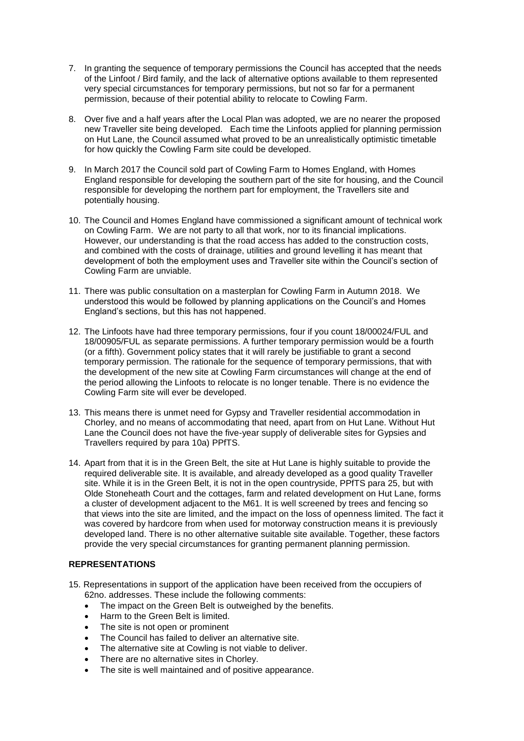7. In granting the sequence of temporary permissions the Council has accepted that the needs of the Linfoot / Bird family, and the lack of alternative options available to them represented very special circumstances for temporary permissions, but not so far for a permanent permission, because of their potential ability to relocate to Cowling Farm.

8. Over five and a half years after the Local Plan was adopted, we are no nearer the proposed new Traveller site being developed. Each time the Linfoots applied for planning permission on Hut Lane, the Council assumed what proved to be an unrealistically optimistic timetable for how quickly the Cowling Farm site could be developed.

9. In March 2017 the Council sold part of Cowling Farm to Homes England, with Homes England responsible for developing the southern part of the site for housing, and the Council responsible for developing the northern part for employment, the Travellers site and potentially housing.

10. The Council and Homes England have commissioned a significant amount of technical work on Cowling Farm. We are not party to all that work, nor to its financial implications. However, our understanding is that the road access has added to the construction costs, and combined with the costs of drainage, utilities and ground levelling it has meant that development of both the employment uses and Traveller site within the Council's section of Cowling Farm are unviable.

11. There was public consultation on a masterplan for Cowling Farm in Autumn 2018. We understood this would be followed by planning applications on the Council's and Homes England's sections, but this has not happened.

12. The Linfoots have had three temporary permissions, four if you count 18/00024/FUL and 18/00905/FUL as separate permissions. A further temporary permission would be a fourth (or a fifth). Government policy states that it will rarely be justifiable to grant a second temporary permission. The rationale for the sequence of temporary permissions, that with the development of the new site at Cowling Farm circumstances will change at the end of the period allowing the Linfoots to relocate is no longer tenable. There is no evidence the Cowling Farm site will ever be developed.

13. This means there is unmet need for Gypsy and Traveller residential accommodation in Chorley, and no means of accommodating that need, apart from on Hut Lane. Without Hut Lane the Council does not have the five-year supply of deliverable sites for Gypsies and Travellers required by para 10a) PPfTS.

14. Apart from that it is in the Green Belt, the site at Hut Lane is highly suitable to provide the required deliverable site. It is available, and already developed as a good quality Traveller site. While it is in the Green Belt, it is not in the open countryside, PPfTS para 25, but with Olde Stoneheath Court and the cottages, farm and related development on Hut Lane, forms a cluster of development adjacent to the M61. It is well screened by trees and fencing so that views into the site are limited, and the impact on the loss of openness limited. The fact it was covered by hardcore from when used for motorway construction means it is previously developed land. There is no other alternative suitable site available. Together, these factors provide the very special circumstances for granting permanent planning permission.

## REPRESENTATIONS

15. Representations in support of the application have been received from the occupiers of 62no. addresses. These include the following comments:
    - The impact on the Green Belt is outweighed by the benefits.
    - Harm to the Green Belt is limited.
    - The site is not open or prominent
    - The Council has failed to deliver an alternative site.
    - The alternative site at Cowling is not viable to deliver.
    - There are no alternative sites in Chorley.
    - The site is well maintained and of positive appearance.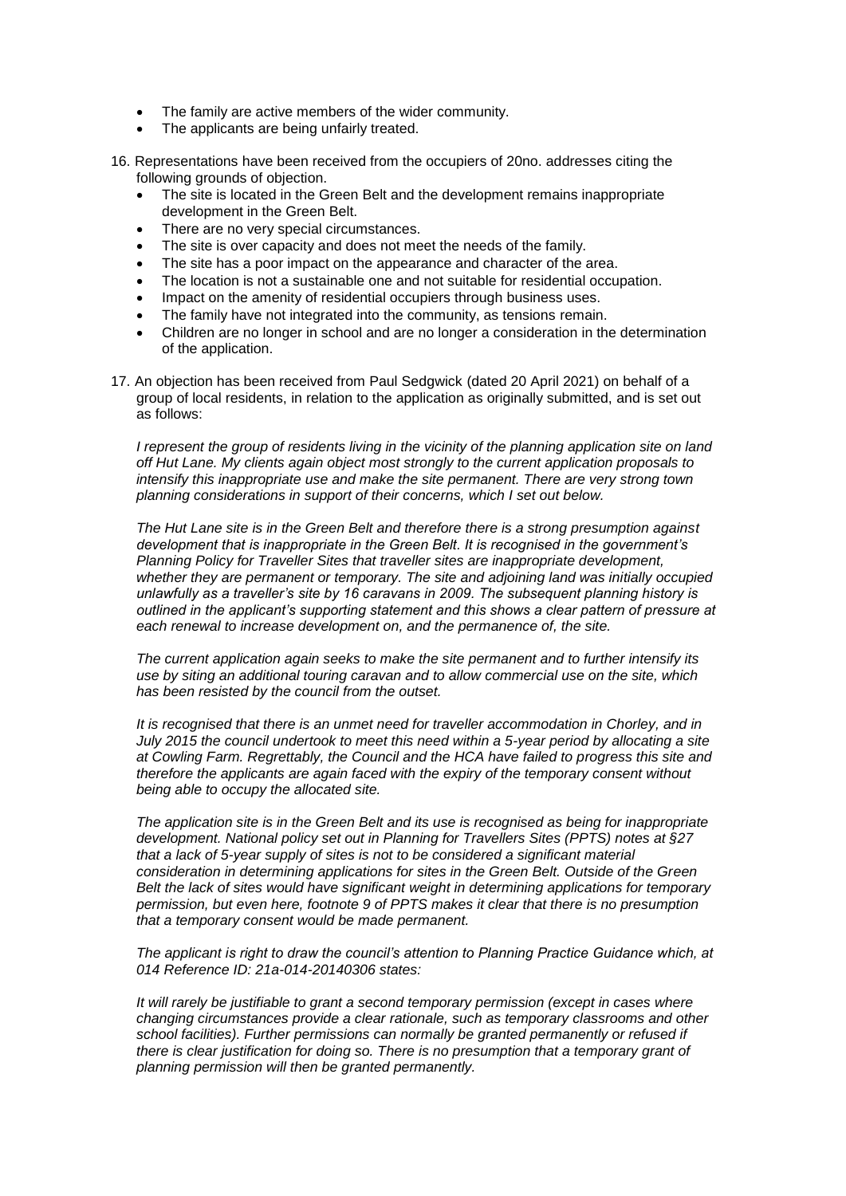- The family are active members of the wider community.
- The applicants are being unfairly treated.

16. Representations have been received from the occupiers of 20no. addresses citing the following grounds of objection.
    - The site is located in the Green Belt and the development remains inappropriate development in the Green Belt.
    - There are no very special circumstances.
    - The site is over capacity and does not meet the needs of the family.
    - The site has a poor impact on the appearance and character of the area.
    - The location is not a sustainable one and not suitable for residential occupation.
    - Impact on the amenity of residential occupiers through business uses.
    - The family have not integrated into the community, as tensions remain.
    - Children are no longer in school and are no longer a consideration in the determination of the application.

17. An objection has been received from Paul Sedgwick (dated 20 April 2021) on behalf of a group of local residents, in relation to the application as originally submitted, and is set out as follows:

    *I represent the group of residents living in the vicinity of the planning application site on land off Hut Lane. My clients again object most strongly to the current application proposals to intensify this inappropriate use and make the site permanent. There are very strong town planning considerations in support of their concerns, which I set out below.*

    *The Hut Lane site is in the Green Belt and therefore there is a strong presumption against development that is inappropriate in the Green Belt. It is recognised in the government's Planning Policy for Traveller Sites that traveller sites are inappropriate development, whether they are permanent or temporary. The site and adjoining land was initially occupied unlawfully as a traveller's site by 16 caravans in 2009. The subsequent planning history is outlined in the applicant's supporting statement and this shows a clear pattern of pressure at each renewal to increase development on, and the permanence of, the site.*

    *The current application again seeks to make the site permanent and to further intensify its use by siting an additional touring caravan and to allow commercial use on the site, which has been resisted by the council from the outset.*

    *It is recognised that there is an unmet need for traveller accommodation in Chorley, and in July 2015 the council undertook to meet this need within a 5-year period by allocating a site at Cowling Farm. Regrettably, the Council and the HCA have failed to progress this site and therefore the applicants are again faced with the expiry of the temporary consent without being able to occupy the allocated site.*

    *The application site is in the Green Belt and its use is recognised as being for inappropriate development. National policy set out in Planning for Travellers Sites (PPTS) notes at §27 that a lack of 5-year supply of sites is not to be considered a significant material consideration in determining applications for sites in the Green Belt. Outside of the Green Belt the lack of sites would have significant weight in determining applications for temporary permission, but even here, footnote 9 of PPTS makes it clear that there is no presumption that a temporary consent would be made permanent.*

    *The applicant is right to draw the council's attention to Planning Practice Guidance which, at 014 Reference ID: 21a-014-20140306 states:*

    *It will rarely be justifiable to grant a second temporary permission (except in cases where changing circumstances provide a clear rationale, such as temporary classrooms and other school facilities). Further permissions can normally be granted permanently or refused if there is clear justification for doing so. There is no presumption that a temporary grant of planning permission will then be granted permanently.*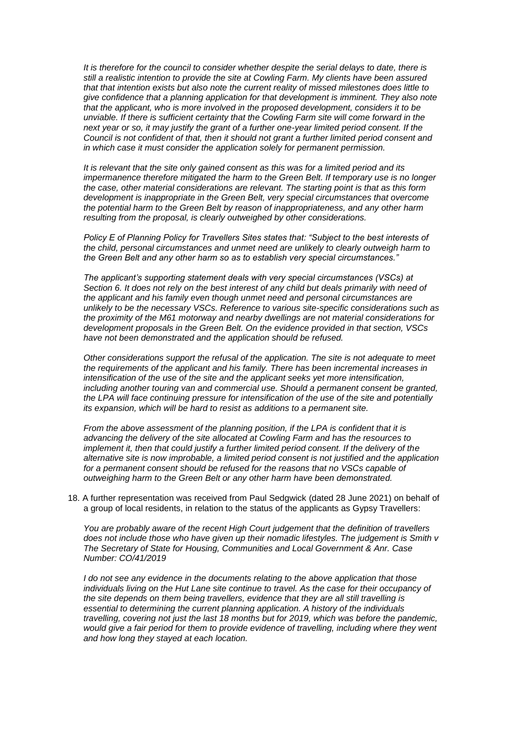*It is therefore for the council to consider whether despite the serial delays to date, there is still a realistic intention to provide the site at Cowling Farm. My clients have been assured that that intention exists but also note the current reality of missed milestones does little to give confidence that a planning application for that development is imminent. They also note that the applicant, who is more involved in the proposed development, considers it to be unviable. If there is sufficient certainty that the Cowling Farm site will come forward in the next year or so, it may justify the grant of a further one-year limited period consent. If the Council is not confident of that, then it should not grant a further limited period consent and in which case it must consider the application solely for permanent permission.*

*It is relevant that the site only gained consent as this was for a limited period and its impermanence therefore mitigated the harm to the Green Belt. If temporary use is no longer the case, other material considerations are relevant. The starting point is that as this form development is inappropriate in the Green Belt, very special circumstances that overcome the potential harm to the Green Belt by reason of inappropriateness, and any other harm resulting from the proposal, is clearly outweighed by other considerations.*

*Policy E of Planning Policy for Travellers Sites states that: "Subject to the best interests of the child, personal circumstances and unmet need are unlikely to clearly outweigh harm to the Green Belt and any other harm so as to establish very special circumstances."*

*The applicant's supporting statement deals with very special circumstances (VSCs) at Section 6. It does not rely on the best interest of any child but deals primarily with need of the applicant and his family even though unmet need and personal circumstances are unlikely to be the necessary VSCs. Reference to various site-specific considerations such as the proximity of the M61 motorway and nearby dwellings are not material considerations for development proposals in the Green Belt. On the evidence provided in that section, VSCs have not been demonstrated and the application should be refused.*

*Other considerations support the refusal of the application. The site is not adequate to meet the requirements of the applicant and his family. There has been incremental increases in intensification of the use of the site and the applicant seeks yet more intensification, including another touring van and commercial use. Should a permanent consent be granted, the LPA will face continuing pressure for intensification of the use of the site and potentially its expansion, which will be hard to resist as additions to a permanent site.*

*From the above assessment of the planning position, if the LPA is confident that it is advancing the delivery of the site allocated at Cowling Farm and has the resources to implement it, then that could justify a further limited period consent. If the delivery of the alternative site is now improbable, a limited period consent is not justified and the application for a permanent consent should be refused for the reasons that no VSCs capable of outweighing harm to the Green Belt or any other harm have been demonstrated.*

18. A further representation was received from Paul Sedgwick (dated 28 June 2021) on behalf of a group of local residents, in relation to the status of the applicants as Gypsy Travellers:

*You are probably aware of the recent High Court judgement that the definition of travellers does not include those who have given up their nomadic lifestyles. The judgement is Smith v The Secretary of State for Housing, Communities and Local Government & Anr. Case Number: CO/41/2019*

*I do not see any evidence in the documents relating to the above application that those individuals living on the Hut Lane site continue to travel. As the case for their occupancy of the site depends on them being travellers, evidence that they are all still travelling is essential to determining the current planning application. A history of the individuals travelling, covering not just the last 18 months but for 2019, which was before the pandemic, would give a fair period for them to provide evidence of travelling, including where they went and how long they stayed at each location.*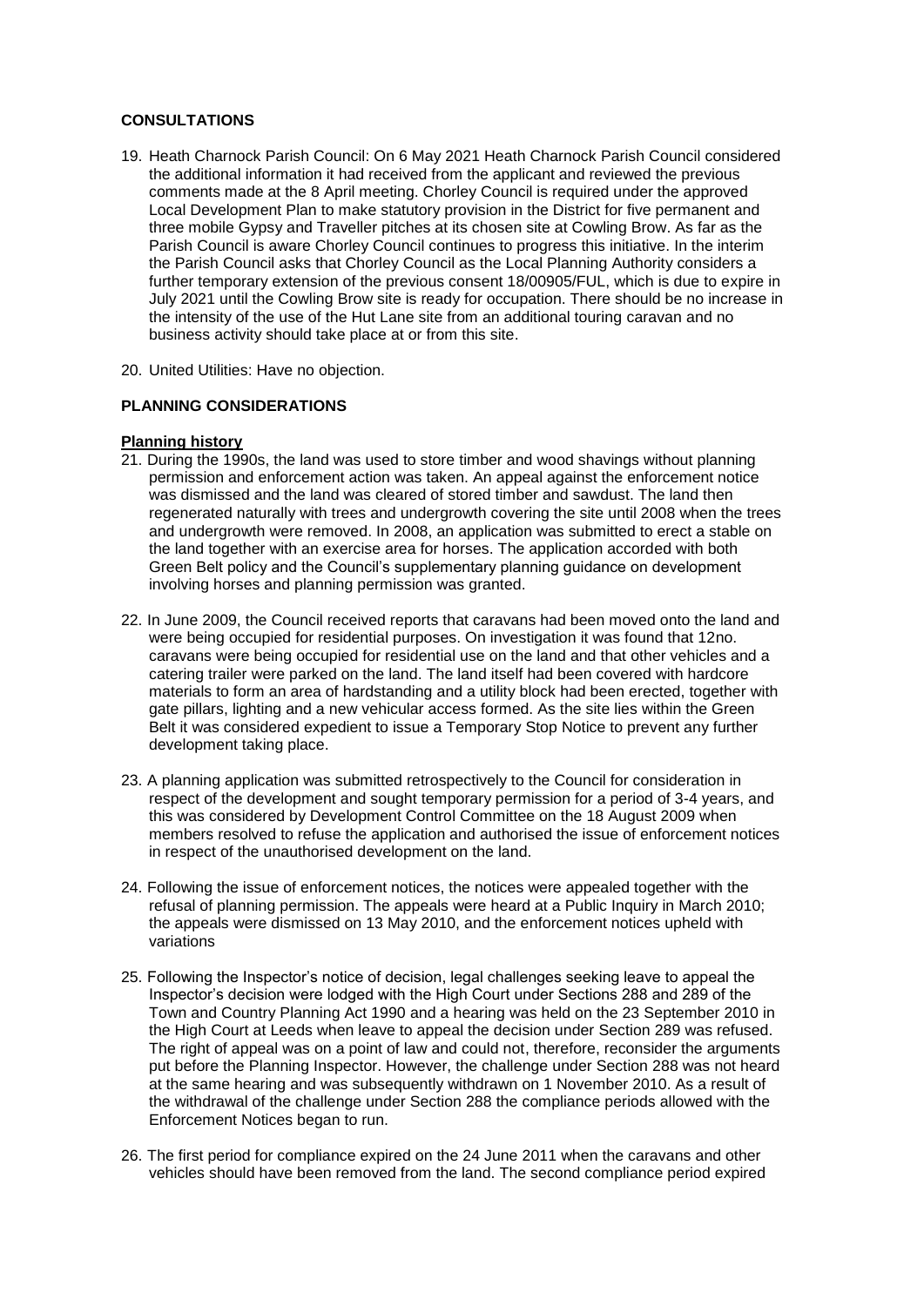## CONSULTATIONS

19. Heath Charnock Parish Council: On 6 May 2021 Heath Charnock Parish Council considered the additional information it had received from the applicant and reviewed the previous comments made at the 8 April meeting. Chorley Council is required under the approved Local Development Plan to make statutory provision in the District for five permanent and three mobile Gypsy and Traveller pitches at its chosen site at Cowling Brow. As far as the Parish Council is aware Chorley Council continues to progress this initiative. In the interim the Parish Council asks that Chorley Council as the Local Planning Authority considers a further temporary extension of the previous consent 18/00905/FUL, which is due to expire in July 2021 until the Cowling Brow site is ready for occupation. There should be no increase in the intensity of the use of the Hut Lane site from an additional touring caravan and no business activity should take place at or from this site.

20. United Utilities: Have no objection.

## PLANNING CONSIDERATIONS

### Planning history

21. During the 1990s, the land was used to store timber and wood shavings without planning permission and enforcement action was taken. An appeal against the enforcement notice was dismissed and the land was cleared of stored timber and sawdust. The land then regenerated naturally with trees and undergrowth covering the site until 2008 when the trees and undergrowth were removed. In 2008, an application was submitted to erect a stable on the land together with an exercise area for horses. The application accorded with both Green Belt policy and the Council's supplementary planning guidance on development involving horses and planning permission was granted.

22. In June 2009, the Council received reports that caravans had been moved onto the land and were being occupied for residential purposes. On investigation it was found that 12no. caravans were being occupied for residential use on the land and that other vehicles and a catering trailer were parked on the land. The land itself had been covered with hardcore materials to form an area of hardstanding and a utility block had been erected, together with gate pillars, lighting and a new vehicular access formed. As the site lies within the Green Belt it was considered expedient to issue a Temporary Stop Notice to prevent any further development taking place.

23. A planning application was submitted retrospectively to the Council for consideration in respect of the development and sought temporary permission for a period of 3-4 years, and this was considered by Development Control Committee on the 18 August 2009 when members resolved to refuse the application and authorised the issue of enforcement notices in respect of the unauthorised development on the land.

24. Following the issue of enforcement notices, the notices were appealed together with the refusal of planning permission. The appeals were heard at a Public Inquiry in March 2010; the appeals were dismissed on 13 May 2010, and the enforcement notices upheld with variations

25. Following the Inspector's notice of decision, legal challenges seeking leave to appeal the Inspector's decision were lodged with the High Court under Sections 288 and 289 of the Town and Country Planning Act 1990 and a hearing was held on the 23 September 2010 in the High Court at Leeds when leave to appeal the decision under Section 289 was refused. The right of appeal was on a point of law and could not, therefore, reconsider the arguments put before the Planning Inspector. However, the challenge under Section 288 was not heard at the same hearing and was subsequently withdrawn on 1 November 2010. As a result of the withdrawal of the challenge under Section 288 the compliance periods allowed with the Enforcement Notices began to run.

26. The first period for compliance expired on the 24 June 2011 when the caravans and other vehicles should have been removed from the land. The second compliance period expired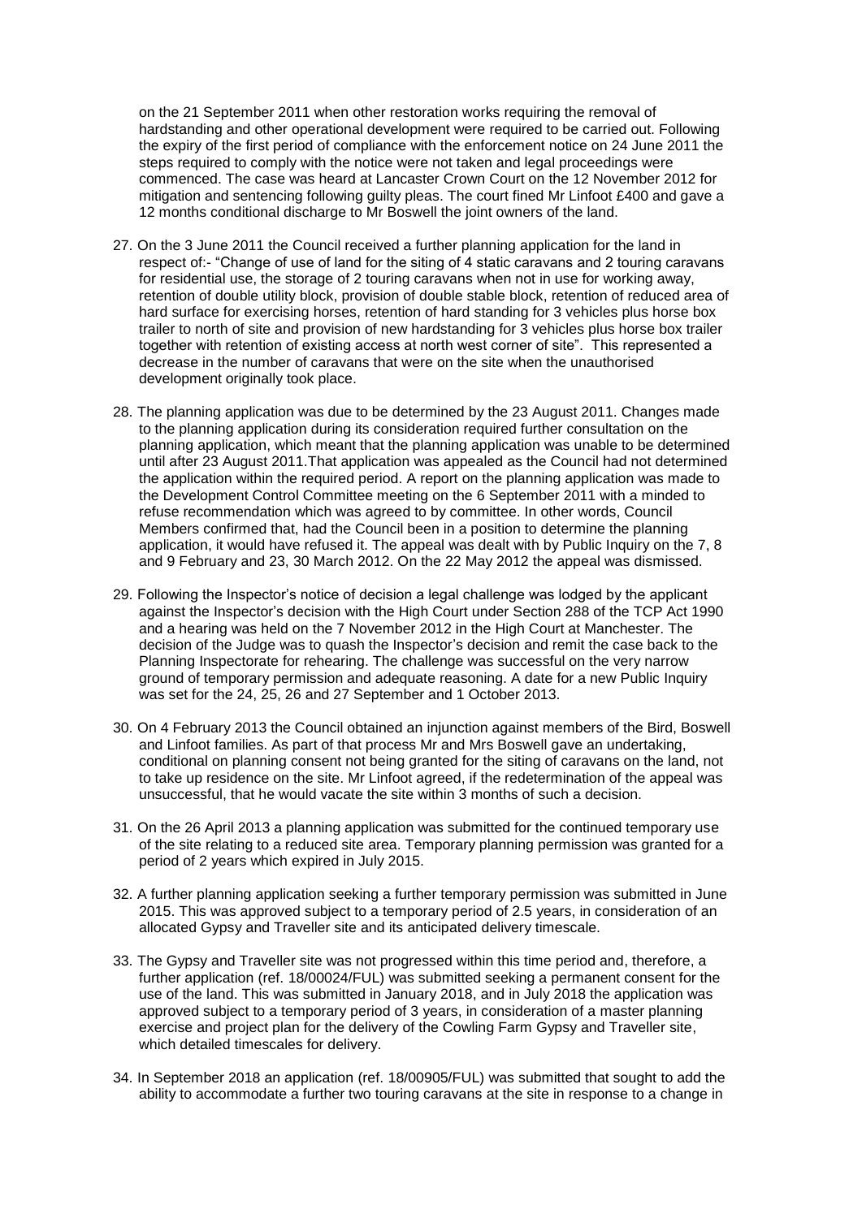on the 21 September 2011 when other restoration works requiring the removal of hardstanding and other operational development were required to be carried out. Following the expiry of the first period of compliance with the enforcement notice on 24 June 2011 the steps required to comply with the notice were not taken and legal proceedings were commenced. The case was heard at Lancaster Crown Court on the 12 November 2012 for mitigation and sentencing following guilty pleas. The court fined Mr Linfoot £400 and gave a 12 months conditional discharge to Mr Boswell the joint owners of the land.

27. On the 3 June 2011 the Council received a further planning application for the land in respect of:- "Change of use of land for the siting of 4 static caravans and 2 touring caravans for residential use, the storage of 2 touring caravans when not in use for working away, retention of double utility block, provision of double stable block, retention of reduced area of hard surface for exercising horses, retention of hard standing for 3 vehicles plus horse box trailer to north of site and provision of new hardstanding for 3 vehicles plus horse box trailer together with retention of existing access at north west corner of site". This represented a decrease in the number of caravans that were on the site when the unauthorised development originally took place.

28. The planning application was due to be determined by the 23 August 2011. Changes made to the planning application during its consideration required further consultation on the planning application, which meant that the planning application was unable to be determined until after 23 August 2011.That application was appealed as the Council had not determined the application within the required period. A report on the planning application was made to the Development Control Committee meeting on the 6 September 2011 with a minded to refuse recommendation which was agreed to by committee. In other words, Council Members confirmed that, had the Council been in a position to determine the planning application, it would have refused it. The appeal was dealt with by Public Inquiry on the 7, 8 and 9 February and 23, 30 March 2012. On the 22 May 2012 the appeal was dismissed.

29. Following the Inspector's notice of decision a legal challenge was lodged by the applicant against the Inspector's decision with the High Court under Section 288 of the TCP Act 1990 and a hearing was held on the 7 November 2012 in the High Court at Manchester. The decision of the Judge was to quash the Inspector's decision and remit the case back to the Planning Inspectorate for rehearing. The challenge was successful on the very narrow ground of temporary permission and adequate reasoning. A date for a new Public Inquiry was set for the 24, 25, 26 and 27 September and 1 October 2013.

30. On 4 February 2013 the Council obtained an injunction against members of the Bird, Boswell and Linfoot families. As part of that process Mr and Mrs Boswell gave an undertaking, conditional on planning consent not being granted for the siting of caravans on the land, not to take up residence on the site. Mr Linfoot agreed, if the redetermination of the appeal was unsuccessful, that he would vacate the site within 3 months of such a decision.

31. On the 26 April 2013 a planning application was submitted for the continued temporary use of the site relating to a reduced site area. Temporary planning permission was granted for a period of 2 years which expired in July 2015.

32. A further planning application seeking a further temporary permission was submitted in June 2015. This was approved subject to a temporary period of 2.5 years, in consideration of an allocated Gypsy and Traveller site and its anticipated delivery timescale.

33. The Gypsy and Traveller site was not progressed within this time period and, therefore, a further application (ref. 18/00024/FUL) was submitted seeking a permanent consent for the use of the land. This was submitted in January 2018, and in July 2018 the application was approved subject to a temporary period of 3 years, in consideration of a master planning exercise and project plan for the delivery of the Cowling Farm Gypsy and Traveller site, which detailed timescales for delivery.

34. In September 2018 an application (ref. 18/00905/FUL) was submitted that sought to add the ability to accommodate a further two touring caravans at the site in response to a change in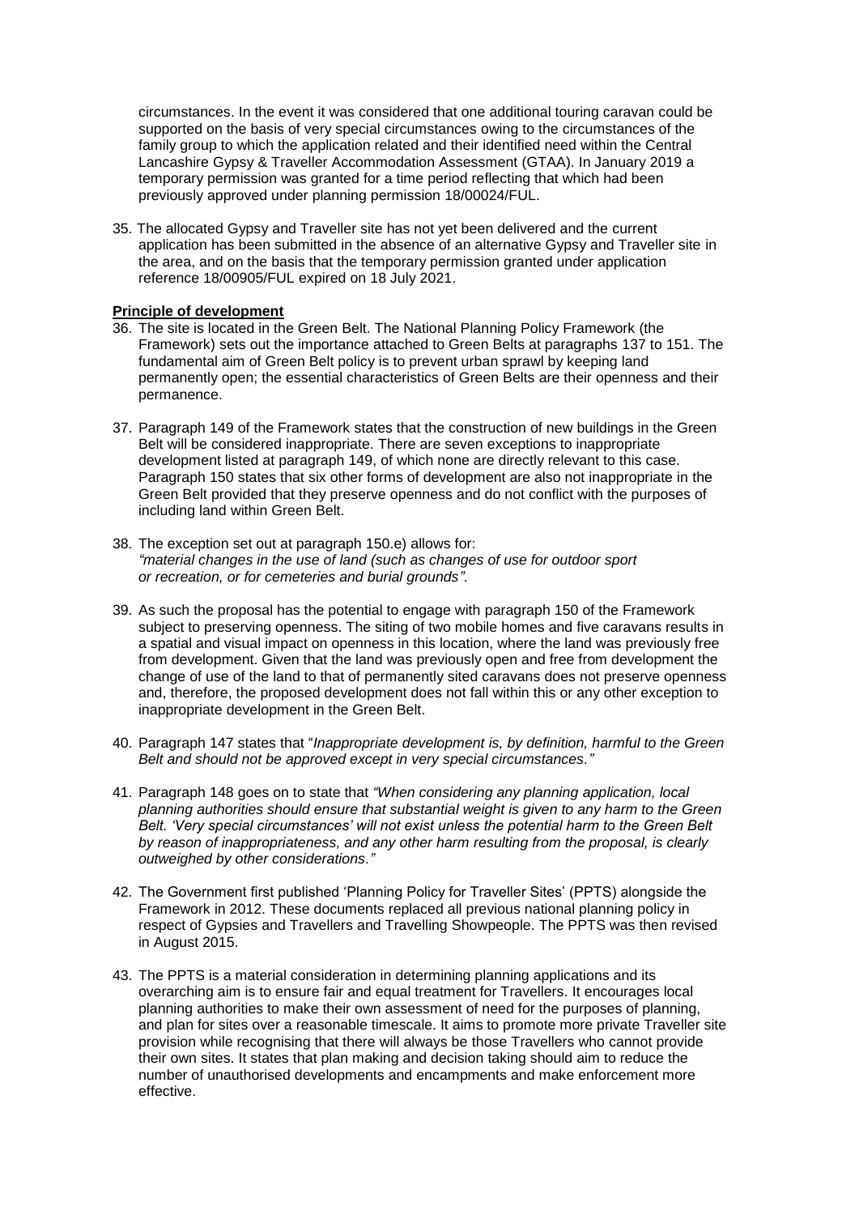circumstances. In the event it was considered that one additional touring caravan could be supported on the basis of very special circumstances owing to the circumstances of the family group to which the application related and their identified need within the Central Lancashire Gypsy & Traveller Accommodation Assessment (GTAA). In January 2019 a temporary permission was granted for a time period reflecting that which had been previously approved under planning permission 18/00024/FUL.

35. The allocated Gypsy and Traveller site has not yet been delivered and the current application has been submitted in the absence of an alternative Gypsy and Traveller site in the area, and on the basis that the temporary permission granted under application reference 18/00905/FUL expired on 18 July 2021.

**Principle of development**

36. The site is located in the Green Belt. The National Planning Policy Framework (the Framework) sets out the importance attached to Green Belts at paragraphs 137 to 151. The fundamental aim of Green Belt policy is to prevent urban sprawl by keeping land permanently open; the essential characteristics of Green Belts are their openness and their permanence.

37. Paragraph 149 of the Framework states that the construction of new buildings in the Green Belt will be considered inappropriate. There are seven exceptions to inappropriate development listed at paragraph 149, of which none are directly relevant to this case. Paragraph 150 states that six other forms of development are also not inappropriate in the Green Belt provided that they preserve openness and do not conflict with the purposes of including land within Green Belt.

38. The exception set out at paragraph 150.e) allows for:
*"material changes in the use of land (such as changes of use for outdoor sport or recreation, or for cemeteries and burial grounds".*

39. As such the proposal has the potential to engage with paragraph 150 of the Framework subject to preserving openness. The siting of two mobile homes and five caravans results in a spatial and visual impact on openness in this location, where the land was previously free from development. Given that the land was previously open and free from development the change of use of the land to that of permanently sited caravans does not preserve openness and, therefore, the proposed development does not fall within this or any other exception to inappropriate development in the Green Belt.

40. Paragraph 147 states that "*Inappropriate development is, by definition, harmful to the Green Belt and should not be approved except in very special circumstances."*

41. Paragraph 148 goes on to state that *"When considering any planning application, local planning authorities should ensure that substantial weight is given to any harm to the Green Belt. 'Very special circumstances' will not exist unless the potential harm to the Green Belt by reason of inappropriateness, and any other harm resulting from the proposal, is clearly outweighed by other considerations."*

42. The Government first published 'Planning Policy for Traveller Sites' (PPTS) alongside the Framework in 2012. These documents replaced all previous national planning policy in respect of Gypsies and Travellers and Travelling Showpeople. The PPTS was then revised in August 2015.

43. The PPTS is a material consideration in determining planning applications and its overarching aim is to ensure fair and equal treatment for Travellers. It encourages local planning authorities to make their own assessment of need for the purposes of planning, and plan for sites over a reasonable timescale. It aims to promote more private Traveller site provision while recognising that there will always be those Travellers who cannot provide their own sites. It states that plan making and decision taking should aim to reduce the number of unauthorised developments and encampments and make enforcement more effective.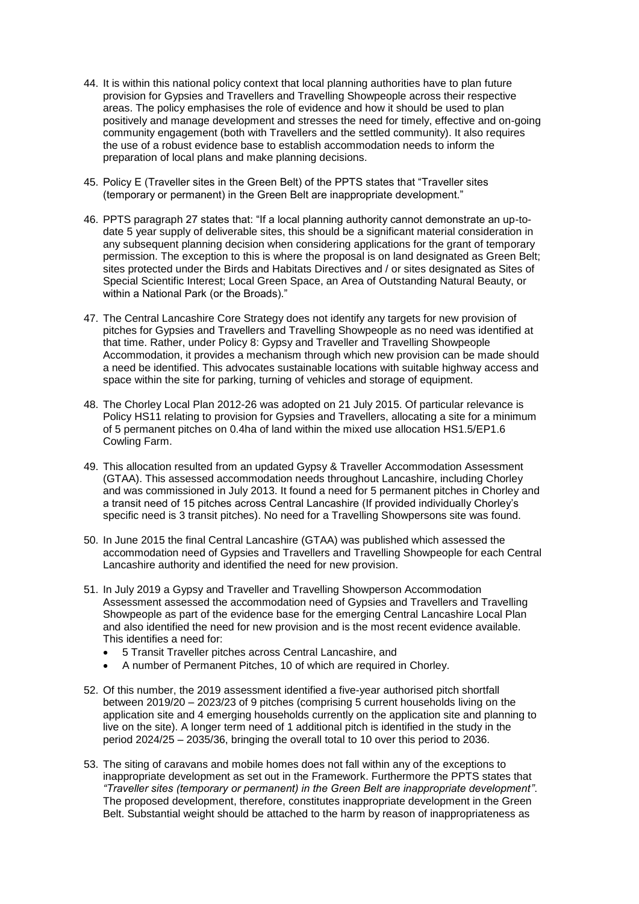44. It is within this national policy context that local planning authorities have to plan future provision for Gypsies and Travellers and Travelling Showpeople across their respective areas. The policy emphasises the role of evidence and how it should be used to plan positively and manage development and stresses the need for timely, effective and on-going community engagement (both with Travellers and the settled community). It also requires the use of a robust evidence base to establish accommodation needs to inform the preparation of local plans and make planning decisions.

45. Policy E (Traveller sites in the Green Belt) of the PPTS states that "Traveller sites (temporary or permanent) in the Green Belt are inappropriate development."

46. PPTS paragraph 27 states that: "If a local planning authority cannot demonstrate an up-to-date 5 year supply of deliverable sites, this should be a significant material consideration in any subsequent planning decision when considering applications for the grant of temporary permission. The exception to this is where the proposal is on land designated as Green Belt; sites protected under the Birds and Habitats Directives and / or sites designated as Sites of Special Scientific Interest; Local Green Space, an Area of Outstanding Natural Beauty, or within a National Park (or the Broads)."

47. The Central Lancashire Core Strategy does not identify any targets for new provision of pitches for Gypsies and Travellers and Travelling Showpeople as no need was identified at that time. Rather, under Policy 8: Gypsy and Traveller and Travelling Showpeople Accommodation, it provides a mechanism through which new provision can be made should a need be identified. This advocates sustainable locations with suitable highway access and space within the site for parking, turning of vehicles and storage of equipment.

48. The Chorley Local Plan 2012-26 was adopted on 21 July 2015. Of particular relevance is Policy HS11 relating to provision for Gypsies and Travellers, allocating a site for a minimum of 5 permanent pitches on 0.4ha of land within the mixed use allocation HS1.5/EP1.6 Cowling Farm.

49. This allocation resulted from an updated Gypsy & Traveller Accommodation Assessment (GTAA). This assessed accommodation needs throughout Lancashire, including Chorley and was commissioned in July 2013. It found a need for 5 permanent pitches in Chorley and a transit need of 15 pitches across Central Lancashire (If provided individually Chorley's specific need is 3 transit pitches). No need for a Travelling Showpersons site was found.

50. In June 2015 the final Central Lancashire (GTAA) was published which assessed the accommodation need of Gypsies and Travellers and Travelling Showpeople for each Central Lancashire authority and identified the need for new provision.

51. In July 2019 a Gypsy and Traveller and Travelling Showperson Accommodation Assessment assessed the accommodation need of Gypsies and Travellers and Travelling Showpeople as part of the evidence base for the emerging Central Lancashire Local Plan and also identified the need for new provision and is the most recent evidence available. This identifies a need for:
    - 5 Transit Traveller pitches across Central Lancashire, and
    - A number of Permanent Pitches, 10 of which are required in Chorley.

52. Of this number, the 2019 assessment identified a five-year authorised pitch shortfall between 2019/20 – 2023/23 of 9 pitches (comprising 5 current households living on the application site and 4 emerging households currently on the application site and planning to live on the site). A longer term need of 1 additional pitch is identified in the study in the period 2024/25 – 2035/36, bringing the overall total to 10 over this period to 2036.

53. The siting of caravans and mobile homes does not fall within any of the exceptions to inappropriate development as set out in the Framework. Furthermore the PPTS states that *"Traveller sites (temporary or permanent) in the Green Belt are inappropriate development"*. The proposed development, therefore, constitutes inappropriate development in the Green Belt. Substantial weight should be attached to the harm by reason of inappropriateness as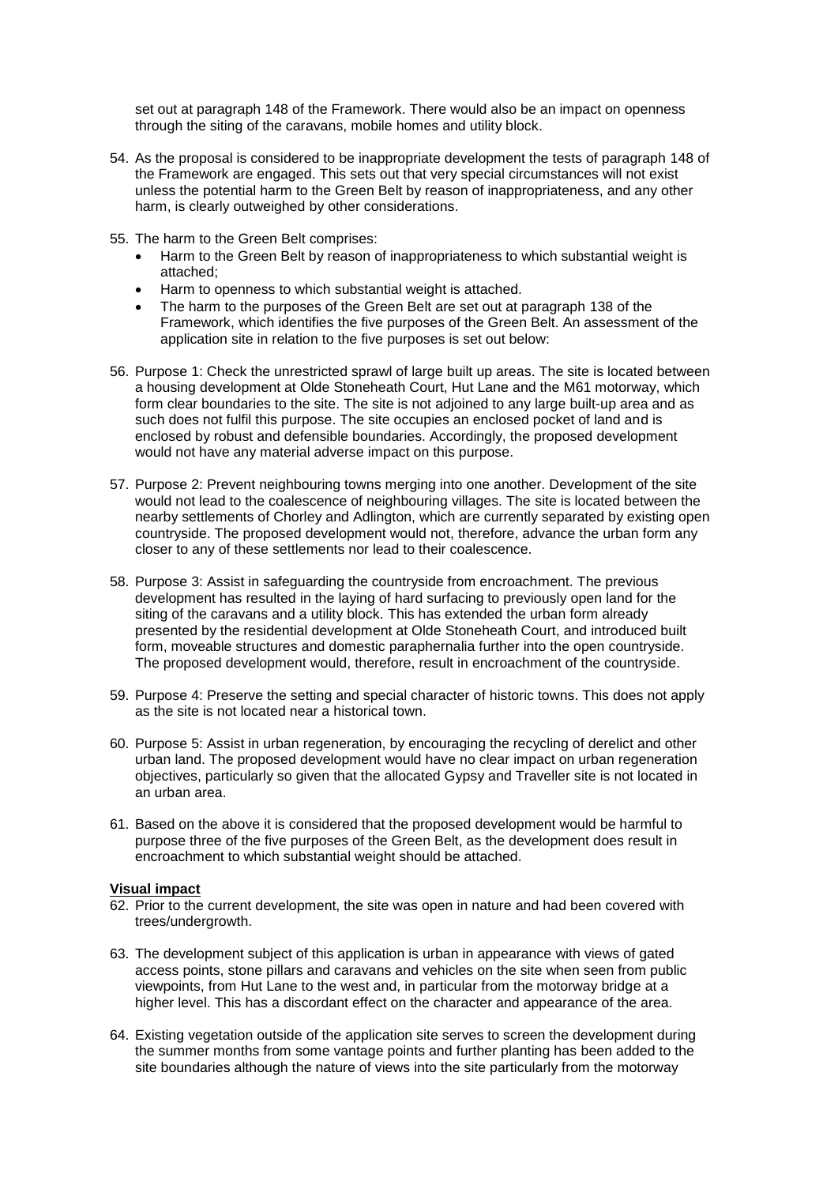set out at paragraph 148 of the Framework. There would also be an impact on openness through the siting of the caravans, mobile homes and utility block.

54. As the proposal is considered to be inappropriate development the tests of paragraph 148 of the Framework are engaged. This sets out that very special circumstances will not exist unless the potential harm to the Green Belt by reason of inappropriateness, and any other harm, is clearly outweighed by other considerations.

55. The harm to the Green Belt comprises:
    - Harm to the Green Belt by reason of inappropriateness to which substantial weight is attached;
    - Harm to openness to which substantial weight is attached.
    - The harm to the purposes of the Green Belt are set out at paragraph 138 of the Framework, which identifies the five purposes of the Green Belt. An assessment of the application site in relation to the five purposes is set out below:

56. Purpose 1: Check the unrestricted sprawl of large built up areas. The site is located between a housing development at Olde Stoneheath Court, Hut Lane and the M61 motorway, which form clear boundaries to the site. The site is not adjoined to any large built-up area and as such does not fulfil this purpose. The site occupies an enclosed pocket of land and is enclosed by robust and defensible boundaries. Accordingly, the proposed development would not have any material adverse impact on this purpose.

57. Purpose 2: Prevent neighbouring towns merging into one another. Development of the site would not lead to the coalescence of neighbouring villages. The site is located between the nearby settlements of Chorley and Adlington, which are currently separated by existing open countryside. The proposed development would not, therefore, advance the urban form any closer to any of these settlements nor lead to their coalescence.

58. Purpose 3: Assist in safeguarding the countryside from encroachment. The previous development has resulted in the laying of hard surfacing to previously open land for the siting of the caravans and a utility block. This has extended the urban form already presented by the residential development at Olde Stoneheath Court, and introduced built form, moveable structures and domestic paraphernalia further into the open countryside. The proposed development would, therefore, result in encroachment of the countryside.

59. Purpose 4: Preserve the setting and special character of historic towns. This does not apply as the site is not located near a historical town.

60. Purpose 5: Assist in urban regeneration, by encouraging the recycling of derelict and other urban land. The proposed development would have no clear impact on urban regeneration objectives, particularly so given that the allocated Gypsy and Traveller site is not located in an urban area.

61. Based on the above it is considered that the proposed development would be harmful to purpose three of the five purposes of the Green Belt, as the development does result in encroachment to which substantial weight should be attached.

**Visual impact**

62. Prior to the current development, the site was open in nature and had been covered with trees/undergrowth.

63. The development subject of this application is urban in appearance with views of gated access points, stone pillars and caravans and vehicles on the site when seen from public viewpoints, from Hut Lane to the west and, in particular from the motorway bridge at a higher level. This has a discordant effect on the character and appearance of the area.

64. Existing vegetation outside of the application site serves to screen the development during the summer months from some vantage points and further planting has been added to the site boundaries although the nature of views into the site particularly from the motorway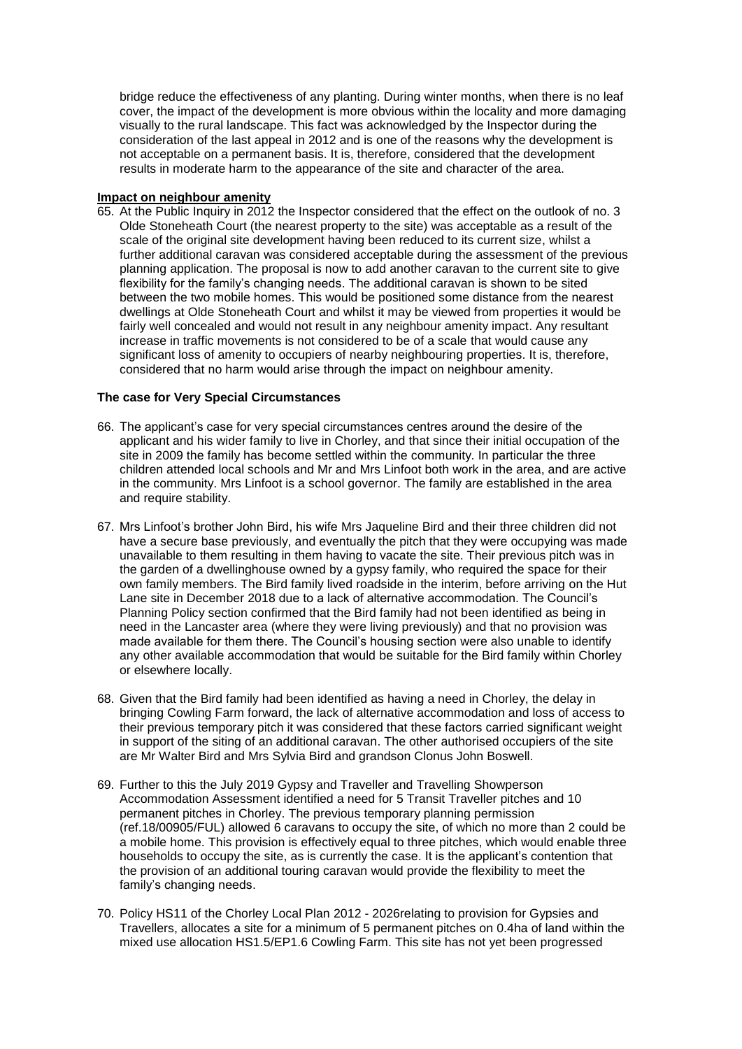bridge reduce the effectiveness of any planting. During winter months, when there is no leaf cover, the impact of the development is more obvious within the locality and more damaging visually to the rural landscape. This fact was acknowledged by the Inspector during the consideration of the last appeal in 2012 and is one of the reasons why the development is not acceptable on a permanent basis. It is, therefore, considered that the development results in moderate harm to the appearance of the site and character of the area.

**Impact on neighbour amenity**

65. At the Public Inquiry in 2012 the Inspector considered that the effect on the outlook of no. 3 Olde Stoneheath Court (the nearest property to the site) was acceptable as a result of the scale of the original site development having been reduced to its current size, whilst a further additional caravan was considered acceptable during the assessment of the previous planning application. The proposal is now to add another caravan to the current site to give flexibility for the family's changing needs. The additional caravan is shown to be sited between the two mobile homes. This would be positioned some distance from the nearest dwellings at Olde Stoneheath Court and whilst it may be viewed from properties it would be fairly well concealed and would not result in any neighbour amenity impact. Any resultant increase in traffic movements is not considered to be of a scale that would cause any significant loss of amenity to occupiers of nearby neighbouring properties. It is, therefore, considered that no harm would arise through the impact on neighbour amenity.

**The case for Very Special Circumstances**

66. The applicant's case for very special circumstances centres around the desire of the applicant and his wider family to live in Chorley, and that since their initial occupation of the site in 2009 the family has become settled within the community. In particular the three children attended local schools and Mr and Mrs Linfoot both work in the area, and are active in the community. Mrs Linfoot is a school governor. The family are established in the area and require stability.

67. Mrs Linfoot's brother John Bird, his wife Mrs Jaqueline Bird and their three children did not have a secure base previously, and eventually the pitch that they were occupying was made unavailable to them resulting in them having to vacate the site. Their previous pitch was in the garden of a dwellinghouse owned by a gypsy family, who required the space for their own family members. The Bird family lived roadside in the interim, before arriving on the Hut Lane site in December 2018 due to a lack of alternative accommodation. The Council's Planning Policy section confirmed that the Bird family had not been identified as being in need in the Lancaster area (where they were living previously) and that no provision was made available for them there. The Council's housing section were also unable to identify any other available accommodation that would be suitable for the Bird family within Chorley or elsewhere locally.

68. Given that the Bird family had been identified as having a need in Chorley, the delay in bringing Cowling Farm forward, the lack of alternative accommodation and loss of access to their previous temporary pitch it was considered that these factors carried significant weight in support of the siting of an additional caravan. The other authorised occupiers of the site are Mr Walter Bird and Mrs Sylvia Bird and grandson Clonus John Boswell.

69. Further to this the July 2019 Gypsy and Traveller and Travelling Showperson Accommodation Assessment identified a need for 5 Transit Traveller pitches and 10 permanent pitches in Chorley. The previous temporary planning permission (ref.18/00905/FUL) allowed 6 caravans to occupy the site, of which no more than 2 could be a mobile home. This provision is effectively equal to three pitches, which would enable three households to occupy the site, as is currently the case. It is the applicant's contention that the provision of an additional touring caravan would provide the flexibility to meet the family's changing needs.

70. Policy HS11 of the Chorley Local Plan 2012 - 2026relating to provision for Gypsies and Travellers, allocates a site for a minimum of 5 permanent pitches on 0.4ha of land within the mixed use allocation HS1.5/EP1.6 Cowling Farm. This site has not yet been progressed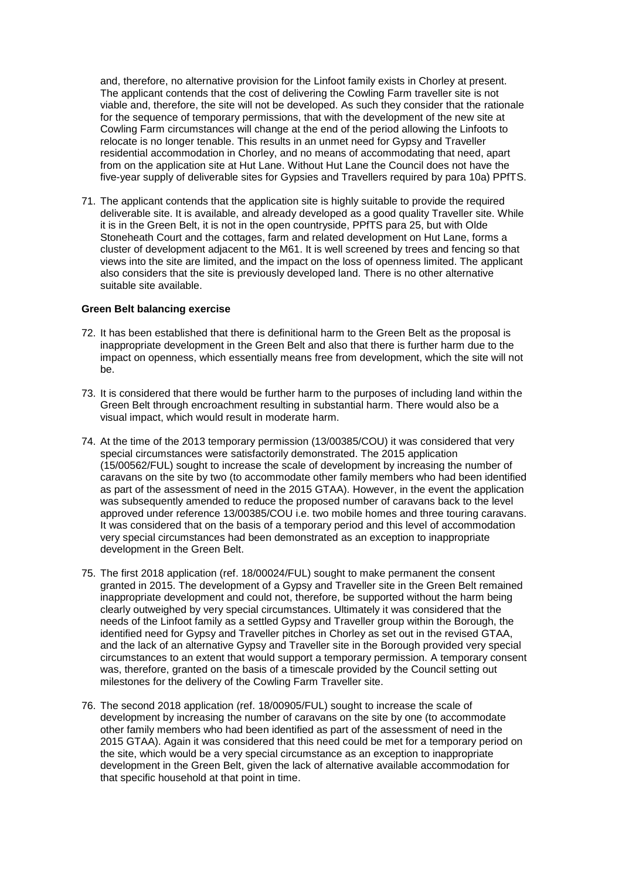and, therefore, no alternative provision for the Linfoot family exists in Chorley at present. The applicant contends that the cost of delivering the Cowling Farm traveller site is not viable and, therefore, the site will not be developed. As such they consider that the rationale for the sequence of temporary permissions, that with the development of the new site at Cowling Farm circumstances will change at the end of the period allowing the Linfoots to relocate is no longer tenable. This results in an unmet need for Gypsy and Traveller residential accommodation in Chorley, and no means of accommodating that need, apart from on the application site at Hut Lane. Without Hut Lane the Council does not have the five-year supply of deliverable sites for Gypsies and Travellers required by para 10a) PPfTS.

71. The applicant contends that the application site is highly suitable to provide the required deliverable site. It is available, and already developed as a good quality Traveller site. While it is in the Green Belt, it is not in the open countryside, PPfTS para 25, but with Olde Stoneheath Court and the cottages, farm and related development on Hut Lane, forms a cluster of development adjacent to the M61. It is well screened by trees and fencing so that views into the site are limited, and the impact on the loss of openness limited. The applicant also considers that the site is previously developed land. There is no other alternative suitable site available.

**Green Belt balancing exercise**

72. It has been established that there is definitional harm to the Green Belt as the proposal is inappropriate development in the Green Belt and also that there is further harm due to the impact on openness, which essentially means free from development, which the site will not be.

73. It is considered that there would be further harm to the purposes of including land within the Green Belt through encroachment resulting in substantial harm. There would also be a visual impact, which would result in moderate harm.

74. At the time of the 2013 temporary permission (13/00385/COU) it was considered that very special circumstances were satisfactorily demonstrated. The 2015 application (15/00562/FUL) sought to increase the scale of development by increasing the number of caravans on the site by two (to accommodate other family members who had been identified as part of the assessment of need in the 2015 GTAA). However, in the event the application was subsequently amended to reduce the proposed number of caravans back to the level approved under reference 13/00385/COU i.e. two mobile homes and three touring caravans. It was considered that on the basis of a temporary period and this level of accommodation very special circumstances had been demonstrated as an exception to inappropriate development in the Green Belt.

75. The first 2018 application (ref. 18/00024/FUL) sought to make permanent the consent granted in 2015. The development of a Gypsy and Traveller site in the Green Belt remained inappropriate development and could not, therefore, be supported without the harm being clearly outweighed by very special circumstances. Ultimately it was considered that the needs of the Linfoot family as a settled Gypsy and Traveller group within the Borough, the identified need for Gypsy and Traveller pitches in Chorley as set out in the revised GTAA, and the lack of an alternative Gypsy and Traveller site in the Borough provided very special circumstances to an extent that would support a temporary permission. A temporary consent was, therefore, granted on the basis of a timescale provided by the Council setting out milestones for the delivery of the Cowling Farm Traveller site.

76. The second 2018 application (ref. 18/00905/FUL) sought to increase the scale of development by increasing the number of caravans on the site by one (to accommodate other family members who had been identified as part of the assessment of need in the 2015 GTAA). Again it was considered that this need could be met for a temporary period on the site, which would be a very special circumstance as an exception to inappropriate development in the Green Belt, given the lack of alternative available accommodation for that specific household at that point in time.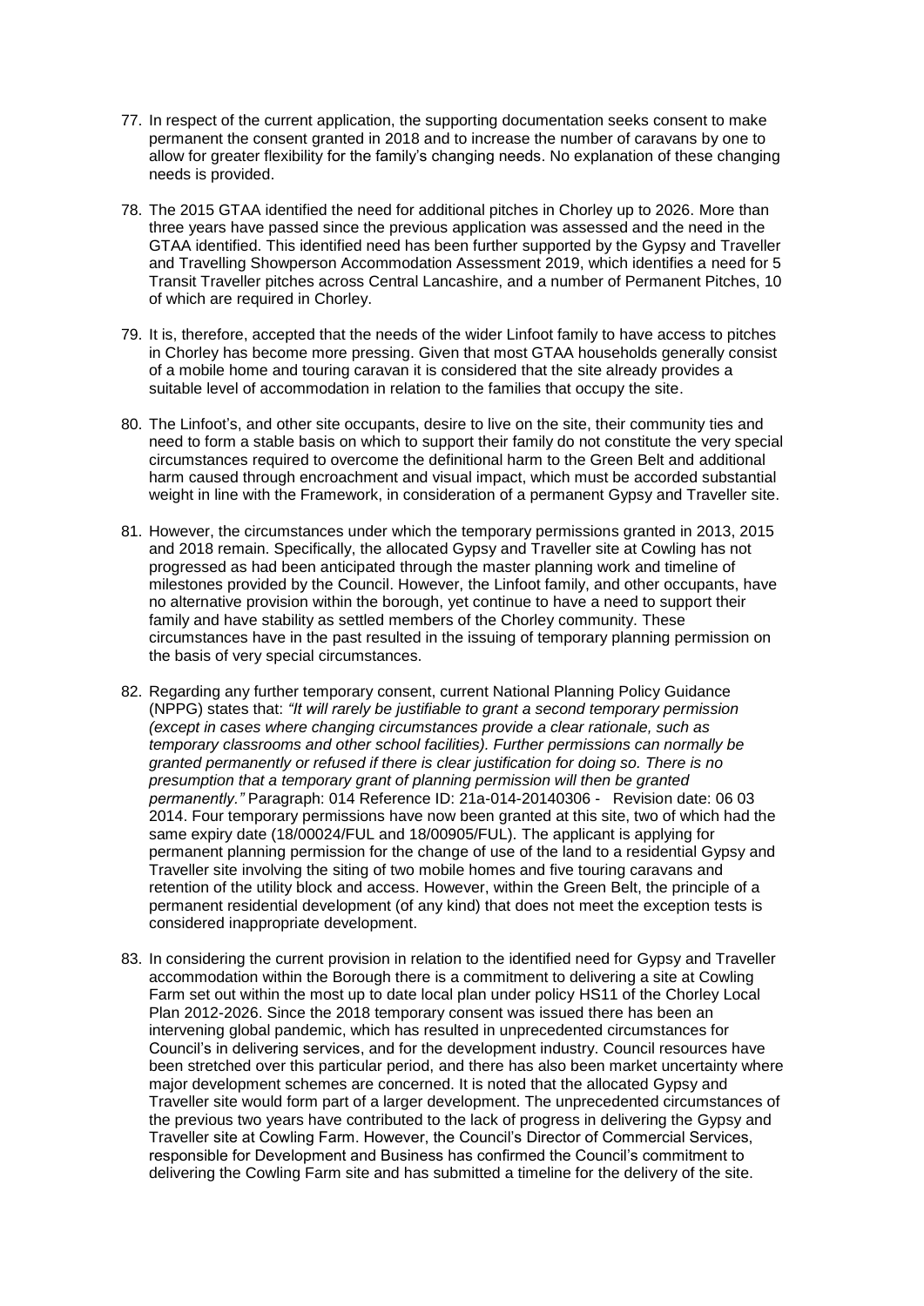77. In respect of the current application, the supporting documentation seeks consent to make permanent the consent granted in 2018 and to increase the number of caravans by one to allow for greater flexibility for the family's changing needs. No explanation of these changing needs is provided.

78. The 2015 GTAA identified the need for additional pitches in Chorley up to 2026. More than three years have passed since the previous application was assessed and the need in the GTAA identified. This identified need has been further supported by the Gypsy and Traveller and Travelling Showperson Accommodation Assessment 2019, which identifies a need for 5 Transit Traveller pitches across Central Lancashire, and a number of Permanent Pitches, 10 of which are required in Chorley.

79. It is, therefore, accepted that the needs of the wider Linfoot family to have access to pitches in Chorley has become more pressing. Given that most GTAA households generally consist of a mobile home and touring caravan it is considered that the site already provides a suitable level of accommodation in relation to the families that occupy the site.

80. The Linfoot's, and other site occupants, desire to live on the site, their community ties and need to form a stable basis on which to support their family do not constitute the very special circumstances required to overcome the definitional harm to the Green Belt and additional harm caused through encroachment and visual impact, which must be accorded substantial weight in line with the Framework, in consideration of a permanent Gypsy and Traveller site.

81. However, the circumstances under which the temporary permissions granted in 2013, 2015 and 2018 remain. Specifically, the allocated Gypsy and Traveller site at Cowling has not progressed as had been anticipated through the master planning work and timeline of milestones provided by the Council. However, the Linfoot family, and other occupants, have no alternative provision within the borough, yet continue to have a need to support their family and have stability as settled members of the Chorley community. These circumstances have in the past resulted in the issuing of temporary planning permission on the basis of very special circumstances.

82. Regarding any further temporary consent, current National Planning Policy Guidance (NPPG) states that: *"It will rarely be justifiable to grant a second temporary permission (except in cases where changing circumstances provide a clear rationale, such as temporary classrooms and other school facilities). Further permissions can normally be granted permanently or refused if there is clear justification for doing so. There is no presumption that a temporary grant of planning permission will then be granted permanently."* Paragraph: 014 Reference ID: 21a-014-20140306 - Revision date: 06 03 2014. Four temporary permissions have now been granted at this site, two of which had the same expiry date (18/00024/FUL and 18/00905/FUL). The applicant is applying for permanent planning permission for the change of use of the land to a residential Gypsy and Traveller site involving the siting of two mobile homes and five touring caravans and retention of the utility block and access. However, within the Green Belt, the principle of a permanent residential development (of any kind) that does not meet the exception tests is considered inappropriate development.

83. In considering the current provision in relation to the identified need for Gypsy and Traveller accommodation within the Borough there is a commitment to delivering a site at Cowling Farm set out within the most up to date local plan under policy HS11 of the Chorley Local Plan 2012-2026. Since the 2018 temporary consent was issued there has been an intervening global pandemic, which has resulted in unprecedented circumstances for Council's in delivering services, and for the development industry. Council resources have been stretched over this particular period, and there has also been market uncertainty where major development schemes are concerned. It is noted that the allocated Gypsy and Traveller site would form part of a larger development. The unprecedented circumstances of the previous two years have contributed to the lack of progress in delivering the Gypsy and Traveller site at Cowling Farm. However, the Council's Director of Commercial Services, responsible for Development and Business has confirmed the Council's commitment to delivering the Cowling Farm site and has submitted a timeline for the delivery of the site.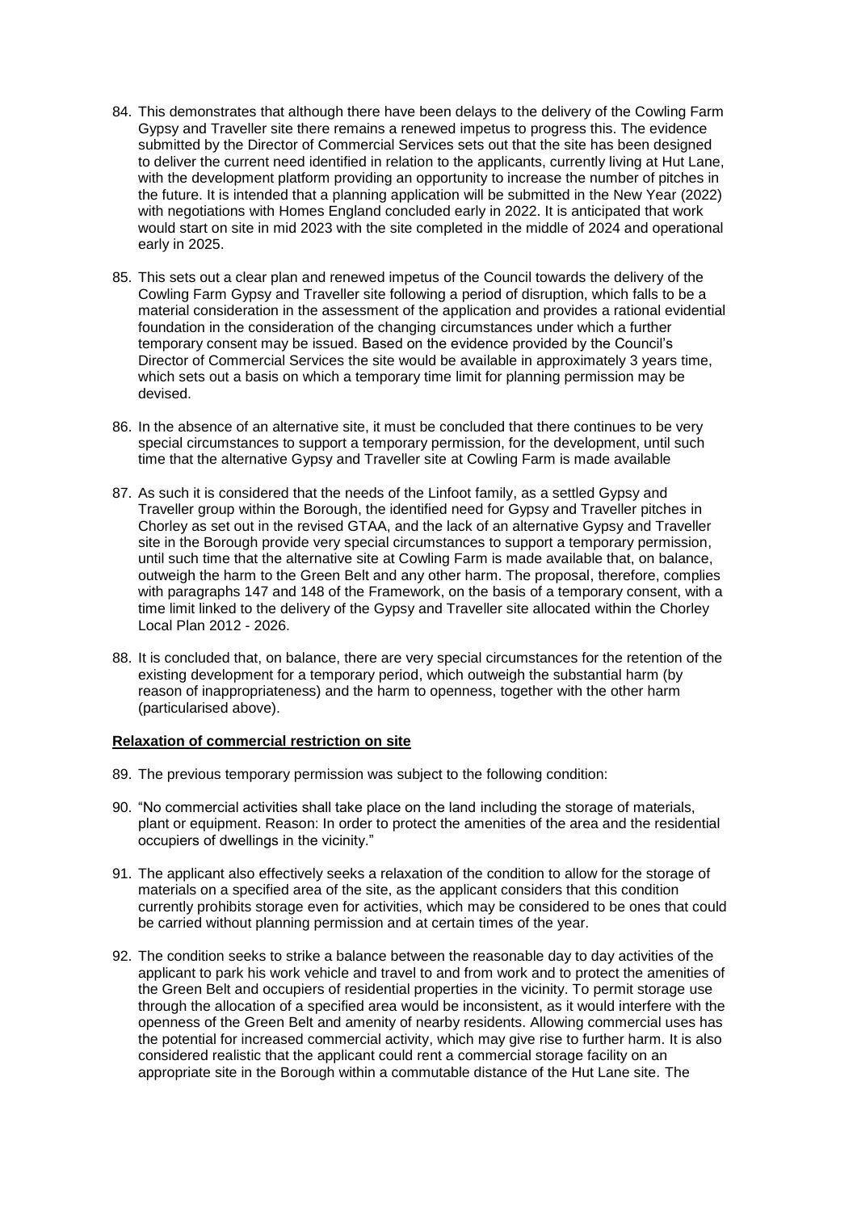84. This demonstrates that although there have been delays to the delivery of the Cowling Farm Gypsy and Traveller site there remains a renewed impetus to progress this. The evidence submitted by the Director of Commercial Services sets out that the site has been designed to deliver the current need identified in relation to the applicants, currently living at Hut Lane, with the development platform providing an opportunity to increase the number of pitches in the future. It is intended that a planning application will be submitted in the New Year (2022) with negotiations with Homes England concluded early in 2022. It is anticipated that work would start on site in mid 2023 with the site completed in the middle of 2024 and operational early in 2025.

85. This sets out a clear plan and renewed impetus of the Council towards the delivery of the Cowling Farm Gypsy and Traveller site following a period of disruption, which falls to be a material consideration in the assessment of the application and provides a rational evidential foundation in the consideration of the changing circumstances under which a further temporary consent may be issued. Based on the evidence provided by the Council's Director of Commercial Services the site would be available in approximately 3 years time, which sets out a basis on which a temporary time limit for planning permission may be devised.

86. In the absence of an alternative site, it must be concluded that there continues to be very special circumstances to support a temporary permission, for the development, until such time that the alternative Gypsy and Traveller site at Cowling Farm is made available

87. As such it is considered that the needs of the Linfoot family, as a settled Gypsy and Traveller group within the Borough, the identified need for Gypsy and Traveller pitches in Chorley as set out in the revised GTAA, and the lack of an alternative Gypsy and Traveller site in the Borough provide very special circumstances to support a temporary permission, until such time that the alternative site at Cowling Farm is made available that, on balance, outweigh the harm to the Green Belt and any other harm. The proposal, therefore, complies with paragraphs 147 and 148 of the Framework, on the basis of a temporary consent, with a time limit linked to the delivery of the Gypsy and Traveller site allocated within the Chorley Local Plan 2012 - 2026.

88. It is concluded that, on balance, there are very special circumstances for the retention of the existing development for a temporary period, which outweigh the substantial harm (by reason of inappropriateness) and the harm to openness, together with the other harm (particularised above).

**Relaxation of commercial restriction on site**

89. The previous temporary permission was subject to the following condition:

90. "No commercial activities shall take place on the land including the storage of materials, plant or equipment. Reason: In order to protect the amenities of the area and the residential occupiers of dwellings in the vicinity."

91. The applicant also effectively seeks a relaxation of the condition to allow for the storage of materials on a specified area of the site, as the applicant considers that this condition currently prohibits storage even for activities, which may be considered to be ones that could be carried without planning permission and at certain times of the year.

92. The condition seeks to strike a balance between the reasonable day to day activities of the applicant to park his work vehicle and travel to and from work and to protect the amenities of the Green Belt and occupiers of residential properties in the vicinity. To permit storage use through the allocation of a specified area would be inconsistent, as it would interfere with the openness of the Green Belt and amenity of nearby residents. Allowing commercial uses has the potential for increased commercial activity, which may give rise to further harm. It is also considered realistic that the applicant could rent a commercial storage facility on an appropriate site in the Borough within a commutable distance of the Hut Lane site. The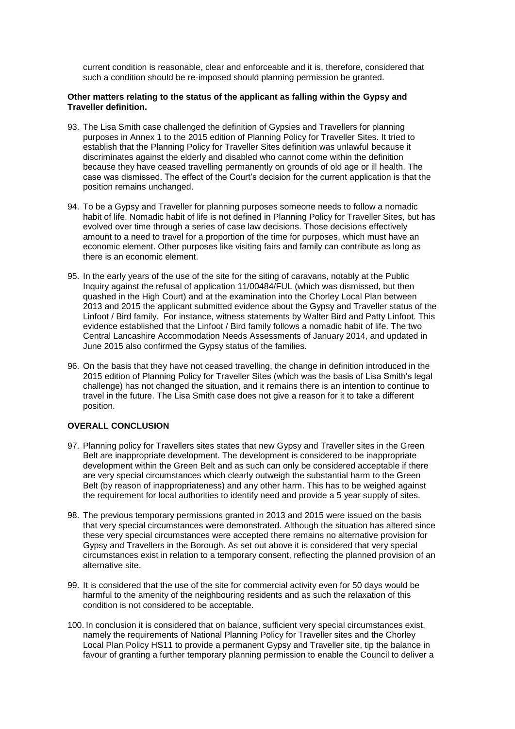current condition is reasonable, clear and enforceable and it is, therefore, considered that such a condition should be re-imposed should planning permission be granted.

**Other matters relating to the status of the applicant as falling within the Gypsy and Traveller definition.**

93. The Lisa Smith case challenged the definition of Gypsies and Travellers for planning purposes in Annex 1 to the 2015 edition of Planning Policy for Traveller Sites. It tried to establish that the Planning Policy for Traveller Sites definition was unlawful because it discriminates against the elderly and disabled who cannot come within the definition because they have ceased travelling permanently on grounds of old age or ill health. The case was dismissed. The effect of the Court's decision for the current application is that the position remains unchanged.

94. To be a Gypsy and Traveller for planning purposes someone needs to follow a nomadic habit of life. Nomadic habit of life is not defined in Planning Policy for Traveller Sites, but has evolved over time through a series of case law decisions. Those decisions effectively amount to a need to travel for a proportion of the time for purposes, which must have an economic element. Other purposes like visiting fairs and family can contribute as long as there is an economic element.

95. In the early years of the use of the site for the siting of caravans, notably at the Public Inquiry against the refusal of application 11/00484/FUL (which was dismissed, but then quashed in the High Court) and at the examination into the Chorley Local Plan between 2013 and 2015 the applicant submitted evidence about the Gypsy and Traveller status of the Linfoot / Bird family. For instance, witness statements by Walter Bird and Patty Linfoot. This evidence established that the Linfoot / Bird family follows a nomadic habit of life. The two Central Lancashire Accommodation Needs Assessments of January 2014, and updated in June 2015 also confirmed the Gypsy status of the families.

96. On the basis that they have not ceased travelling, the change in definition introduced in the 2015 edition of Planning Policy for Traveller Sites (which was the basis of Lisa Smith's legal challenge) has not changed the situation, and it remains there is an intention to continue to travel in the future. The Lisa Smith case does not give a reason for it to take a different position.

**OVERALL CONCLUSION**

97. Planning policy for Travellers sites states that new Gypsy and Traveller sites in the Green Belt are inappropriate development. The development is considered to be inappropriate development within the Green Belt and as such can only be considered acceptable if there are very special circumstances which clearly outweigh the substantial harm to the Green Belt (by reason of inappropriateness) and any other harm. This has to be weighed against the requirement for local authorities to identify need and provide a 5 year supply of sites.

98. The previous temporary permissions granted in 2013 and 2015 were issued on the basis that very special circumstances were demonstrated. Although the situation has altered since these very special circumstances were accepted there remains no alternative provision for Gypsy and Travellers in the Borough. As set out above it is considered that very special circumstances exist in relation to a temporary consent, reflecting the planned provision of an alternative site.

99. It is considered that the use of the site for commercial activity even for 50 days would be harmful to the amenity of the neighbouring residents and as such the relaxation of this condition is not considered to be acceptable.

100. In conclusion it is considered that on balance, sufficient very special circumstances exist, namely the requirements of National Planning Policy for Traveller sites and the Chorley Local Plan Policy HS11 to provide a permanent Gypsy and Traveller site, tip the balance in favour of granting a further temporary planning permission to enable the Council to deliver a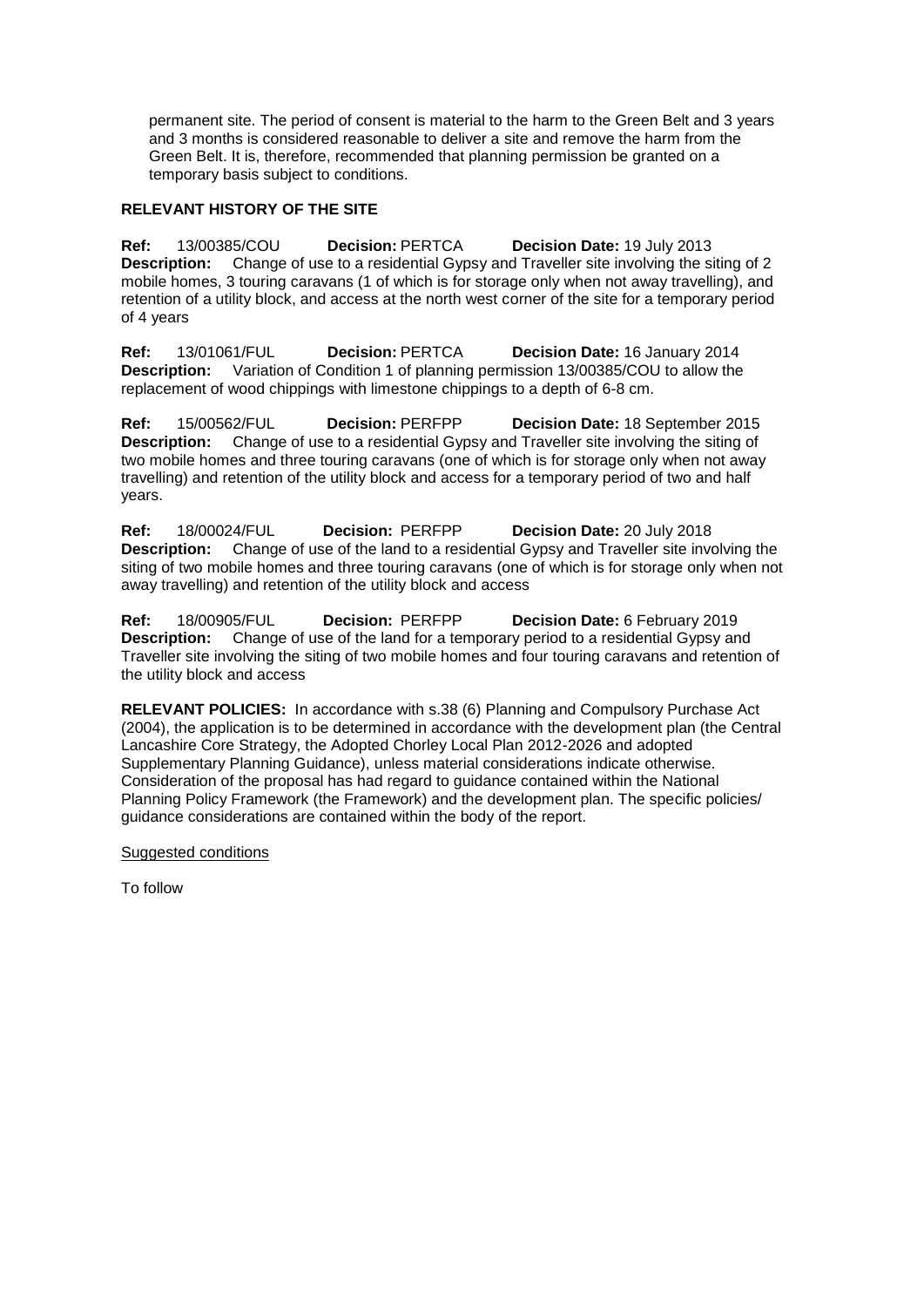permanent site. The period of consent is material to the harm to the Green Belt and 3 years and 3 months is considered reasonable to deliver a site and remove the harm from the Green Belt. It is, therefore, recommended that planning permission be granted on a temporary basis subject to conditions.

**RELEVANT HISTORY OF THE SITE**

**Ref:** 13/00385/COU **Decision:** PERTCA **Decision Date:** 19 July 2013
**Description:** Change of use to a residential Gypsy and Traveller site involving the siting of 2 mobile homes, 3 touring caravans (1 of which is for storage only when not away travelling), and retention of a utility block, and access at the north west corner of the site for a temporary period of 4 years

**Ref:** 13/01061/FUL **Decision:** PERTCA **Decision Date:** 16 January 2014
**Description:** Variation of Condition 1 of planning permission 13/00385/COU to allow the replacement of wood chippings with limestone chippings to a depth of 6-8 cm.

**Ref:** 15/00562/FUL **Decision:** PERFPP **Decision Date:** 18 September 2015
**Description:** Change of use to a residential Gypsy and Traveller site involving the siting of two mobile homes and three touring caravans (one of which is for storage only when not away travelling) and retention of the utility block and access for a temporary period of two and half years.

**Ref:** 18/00024/FUL **Decision:** PERFPP **Decision Date:** 20 July 2018
**Description:** Change of use of the land to a residential Gypsy and Traveller site involving the siting of two mobile homes and three touring caravans (one of which is for storage only when not away travelling) and retention of the utility block and access

**Ref:** 18/00905/FUL **Decision:** PERFPP **Decision Date:** 6 February 2019
**Description:** Change of use of the land for a temporary period to a residential Gypsy and Traveller site involving the siting of two mobile homes and four touring caravans and retention of the utility block and access

**RELEVANT POLICIES:** In accordance with s.38 (6) Planning and Compulsory Purchase Act (2004), the application is to be determined in accordance with the development plan (the Central Lancashire Core Strategy, the Adopted Chorley Local Plan 2012-2026 and adopted Supplementary Planning Guidance), unless material considerations indicate otherwise. Consideration of the proposal has had regard to guidance contained within the National Planning Policy Framework (the Framework) and the development plan. The specific policies/ guidance considerations are contained within the body of the report.

Suggested conditions

To follow